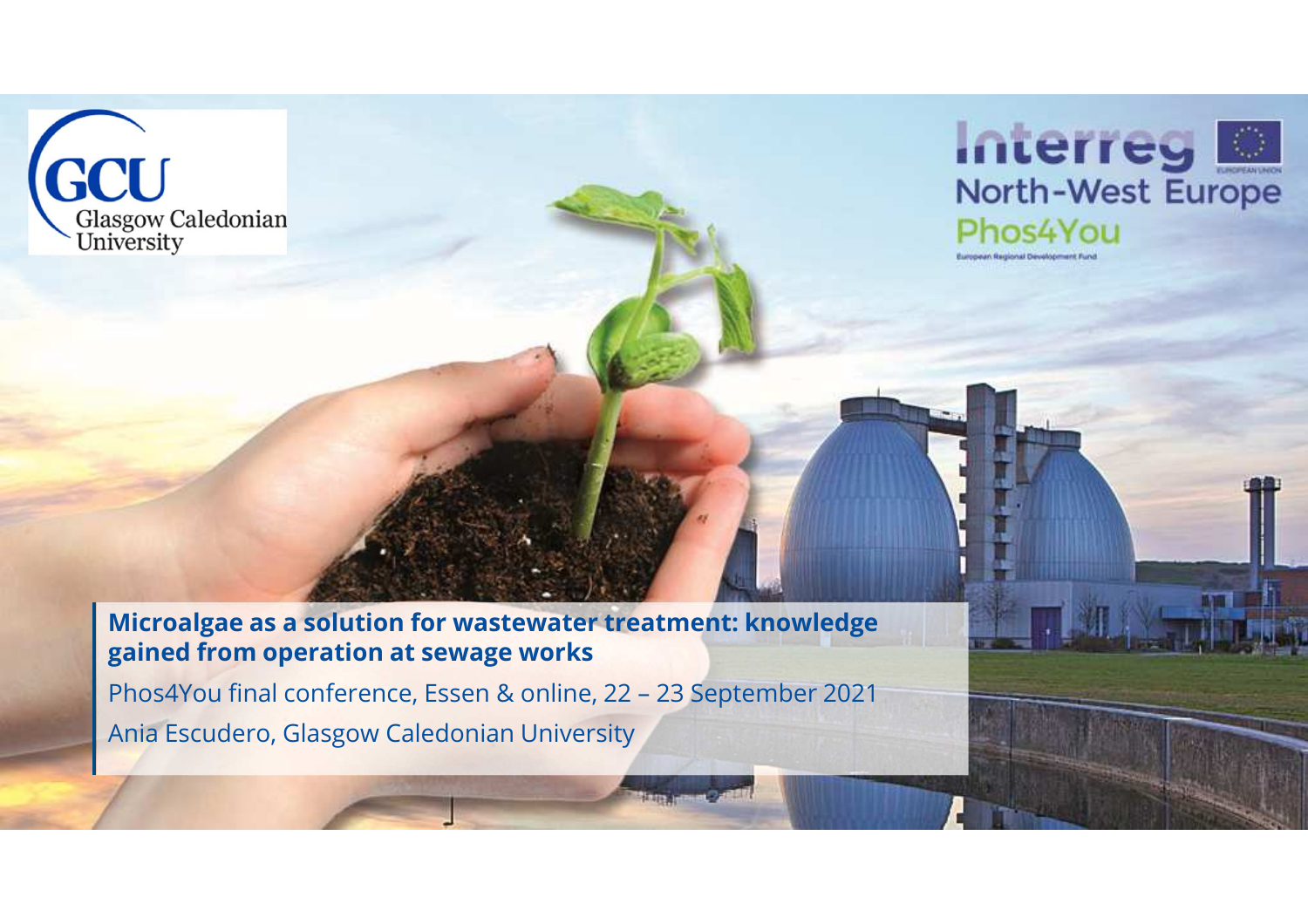# Microalgae as a solution for wastewater treatment: knowledge gained from operation at sewage works

Phos4You final conference, Essen & online, 22 – 23 September 2021

Ania Escudero, Glasgow Caledonian University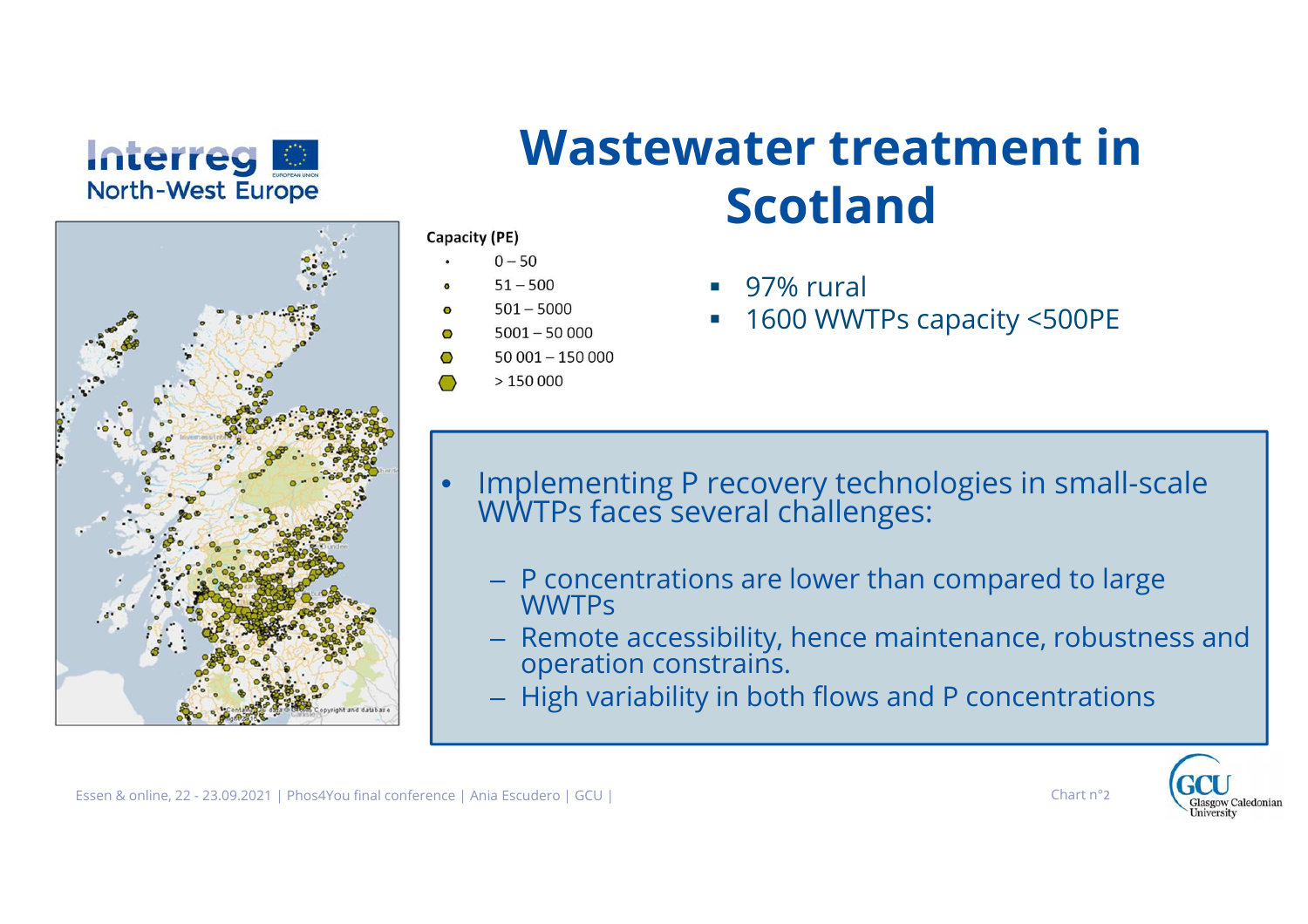# Wastewater treatment in Scotland

**Capacity (PE)**

- 0 – 50
- 51 – 500
- 501 – 5000
- 5001 – 50 000
- 50 001 – 150 000
- > 150 000

- 97% rural
- 1600 WWTPs capacity <500PE

- Implementing P recovery technologies in small-scale WWTPs faces several challenges:
  - P concentrations are lower than compared to large WWTPs
  - Remote accessibility, hence maintenance, robustness and operation constrains.
  - High variability in both flows and P concentrations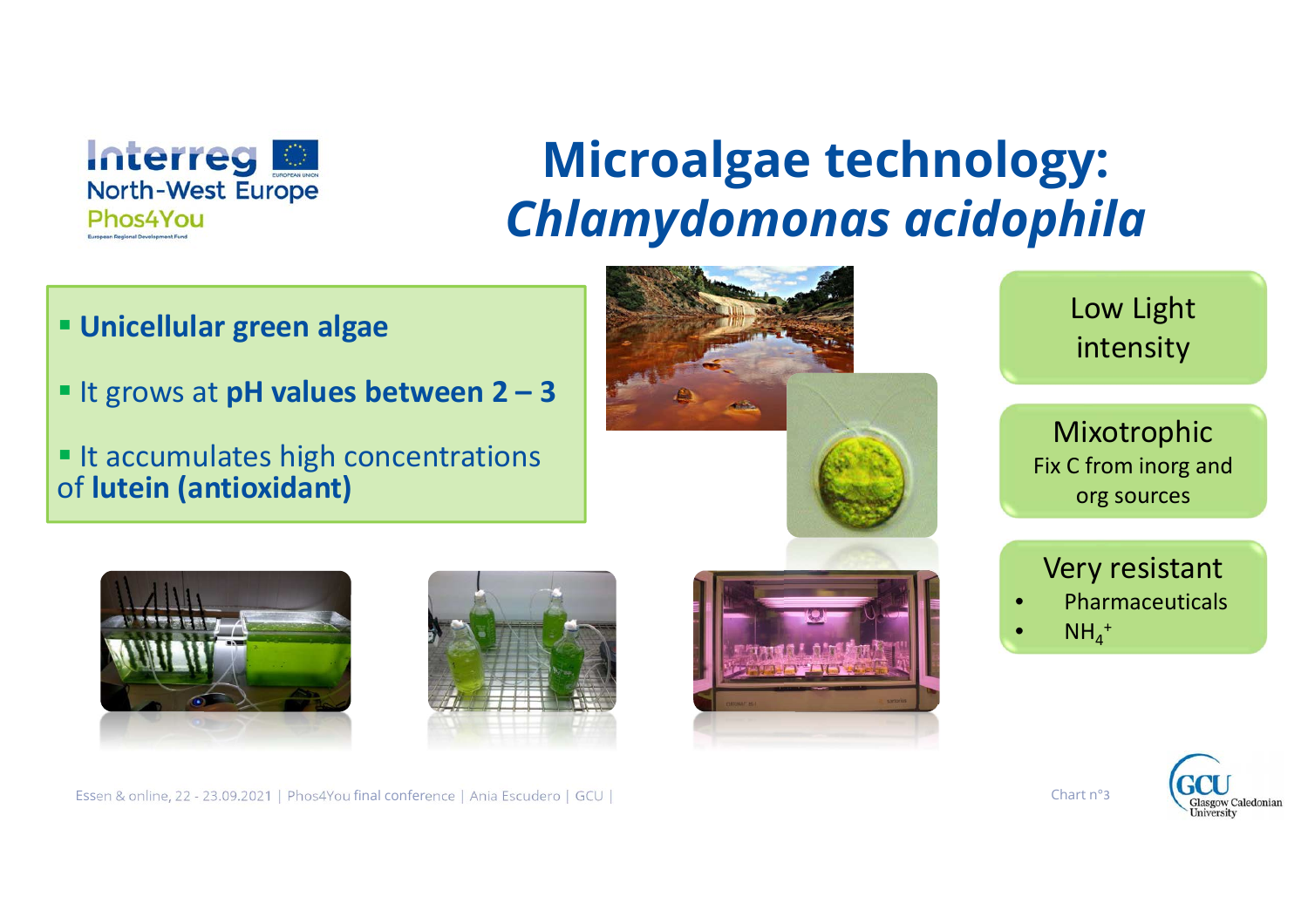# Microalgae technology: *Chlamydomonas acidophila*

- **Unicellular green algae**
- It grows at **pH values between 2 – 3**
- It accumulates high concentrations of **lutein (antioxidant)**

Low Light intensity

Mixotrophic
Fix C from inorg and org sources

Very resistant
- Pharmaceuticals
- $NH_4^+$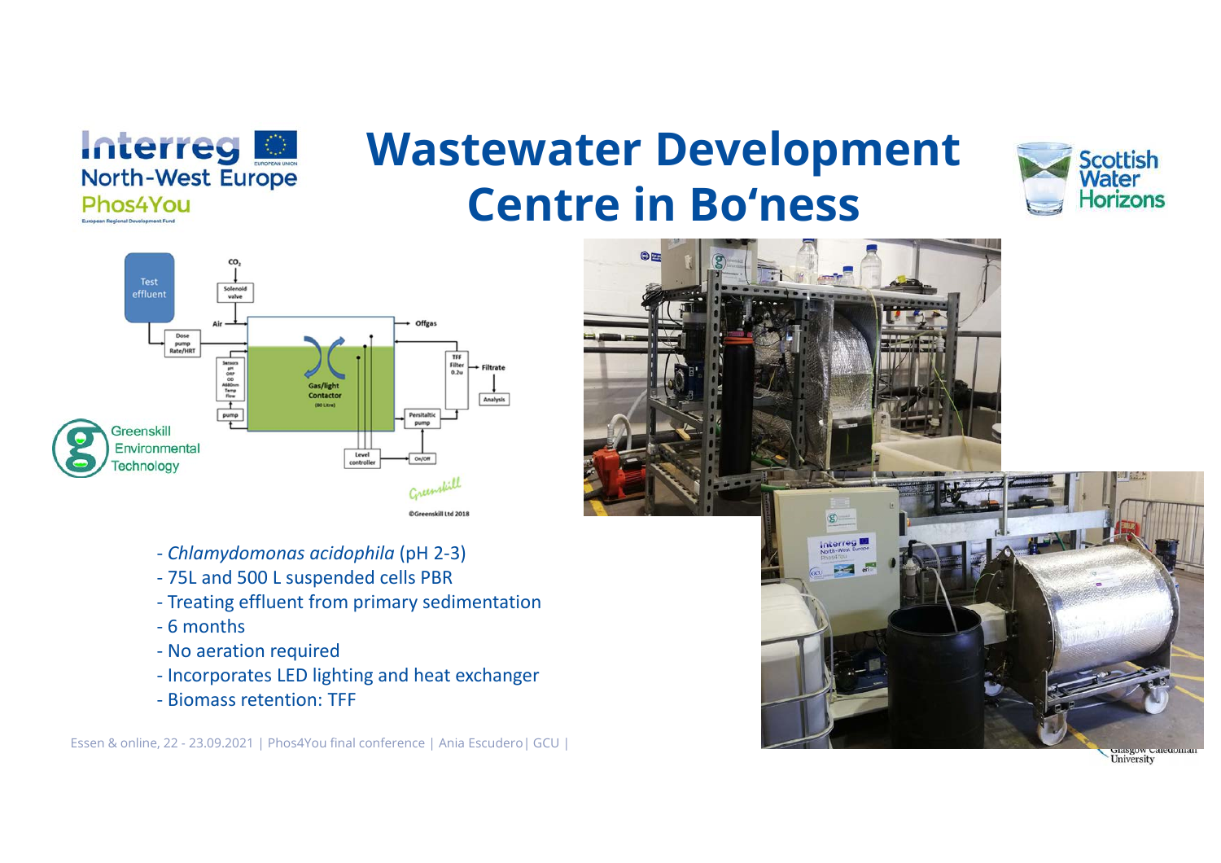# Wastewater Development Centre in Bo'ness

- *Chlamydomonas acidophila* (pH 2-3)
- 75L and 500 L suspended cells PBR
- Treating effluent from primary sedimentation
- 6 months
- No aeration required
- Incorporates LED lighting and heat exchanger
- Biomass retention: TFF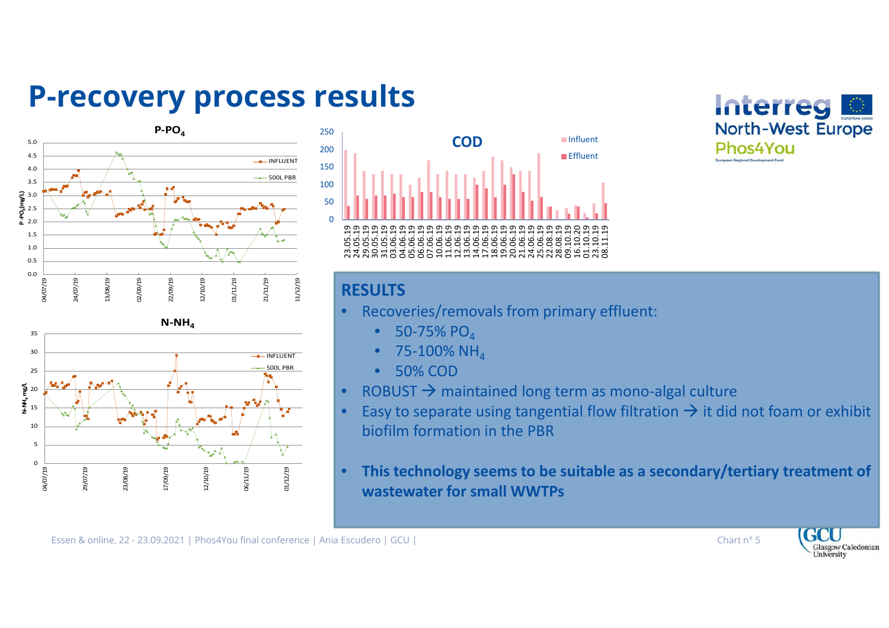# P-recovery process results

## RESULTS

- Recoveries/removals from primary effluent:
  - 50-75% $PO_4$
  - 75-100% $NH_4$
  - 50% COD
- ROBUST → maintained long term as mono-algal culture
- Easy to separate using tangential flow filtration → it did not foam or exhibit biofilm formation in the PBR
- **This technology seems to be suitable as a secondary/tertiary treatment of wastewater for small WWTPs**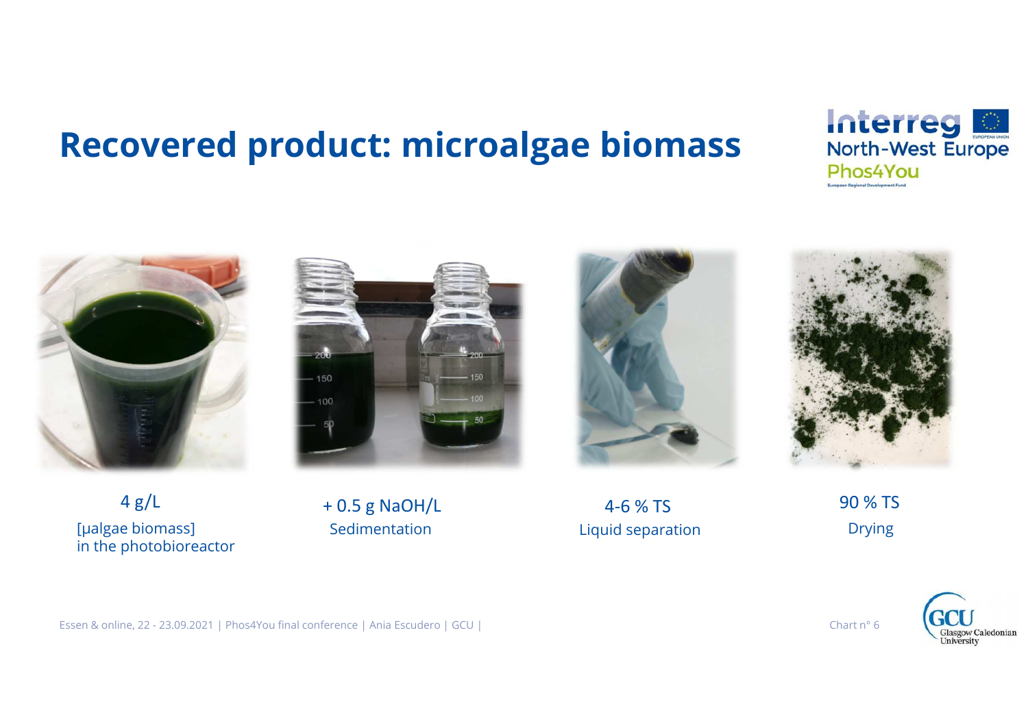# Recovered product: microalgae biomass

4 g/L
[μalgae biomass]
in the photobioreactor

+ 0.5 g NaOH/L
Sedimentation

4-6 % TS
Liquid separation

90 % TS
Drying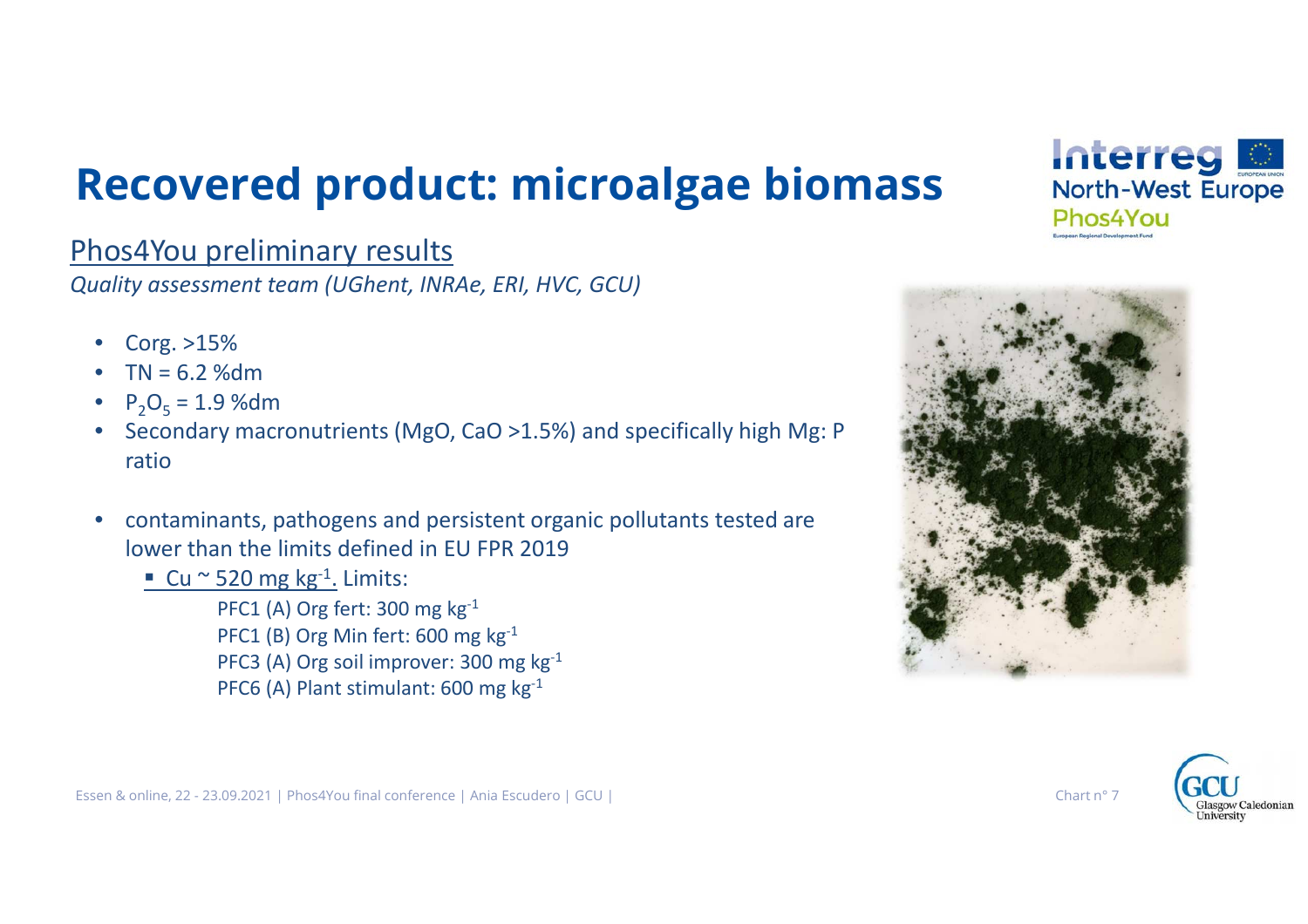# Recovered product: microalgae biomass

Phos4You preliminary results

*Quality assessment team (UGhent, INRAe, ERI, HVC, GCU)*

- Corg. >15%
- TN = 6.2 %dm
- $P_2O_5$ = 1.9 %dm
- Secondary macronutrients (MgO, CaO >1.5%) and specifically high Mg: P ratio
- contaminants, pathogens and persistent organic pollutants tested are lower than the limits defined in EU FPR 2019
  - Cu ~ 520 mg $kg^{-1}$. Limits:
    - PFC1 (A) Org fert: 300 mg $kg^{-1}$
    - PFC1 (B) Org Min fert: 600 mg $kg^{-1}$
    - PFC3 (A) Org soil improver: 300 mg $kg^{-1}$
    - PFC6 (A) Plant stimulant: 600 mg $kg^{-1}$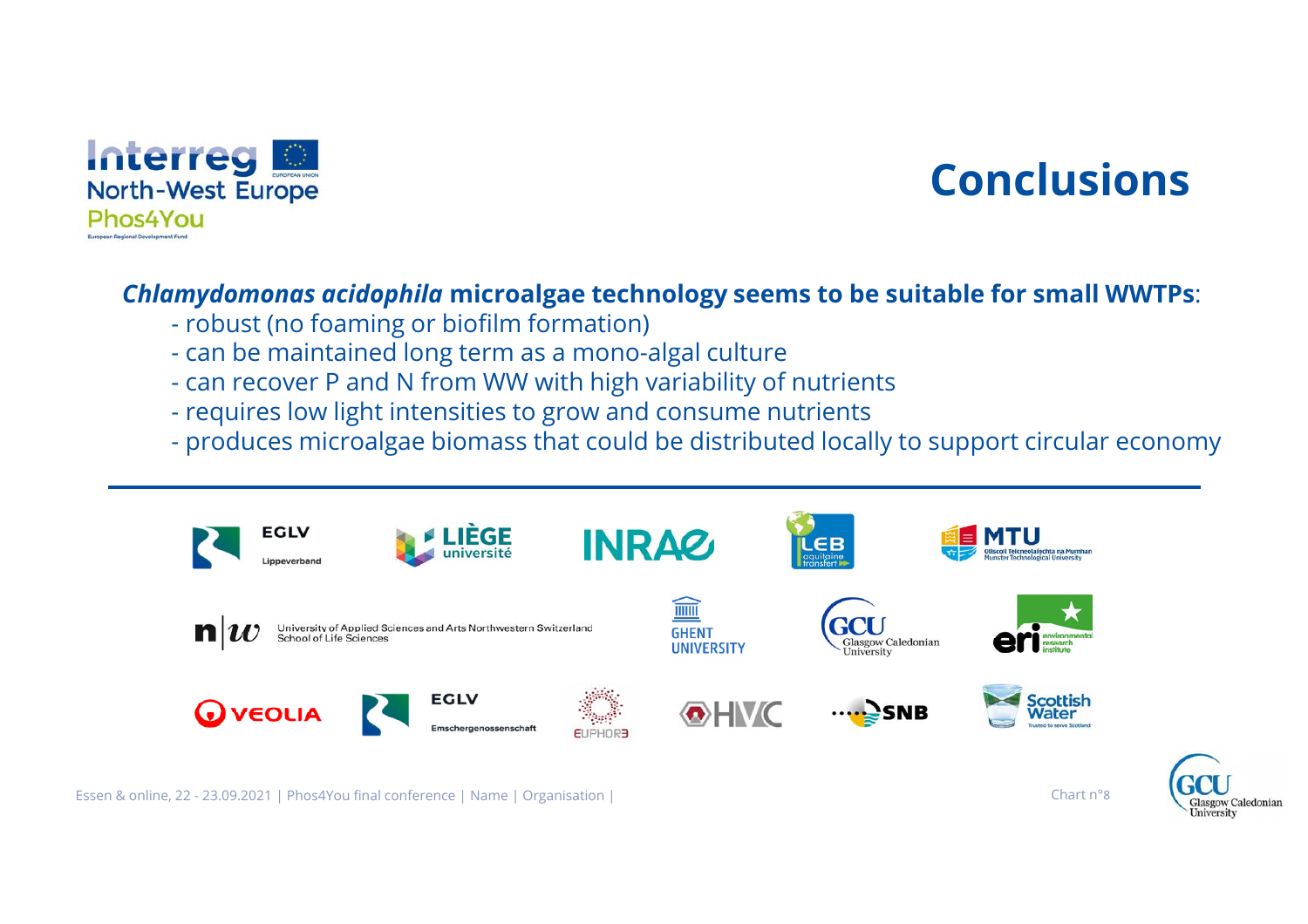# Conclusions

***Chlamydomonas acidophila*** **microalgae technology seems to be suitable for small WWTPs**:

- robust (no foaming or biofilm formation)
- can be maintained long term as a mono-algal culture
- can recover P and N from WW with high variability of nutrients
- requires low light intensities to grow and consume nutrients
- produces microalgae biomass that could be distributed locally to support circular economy